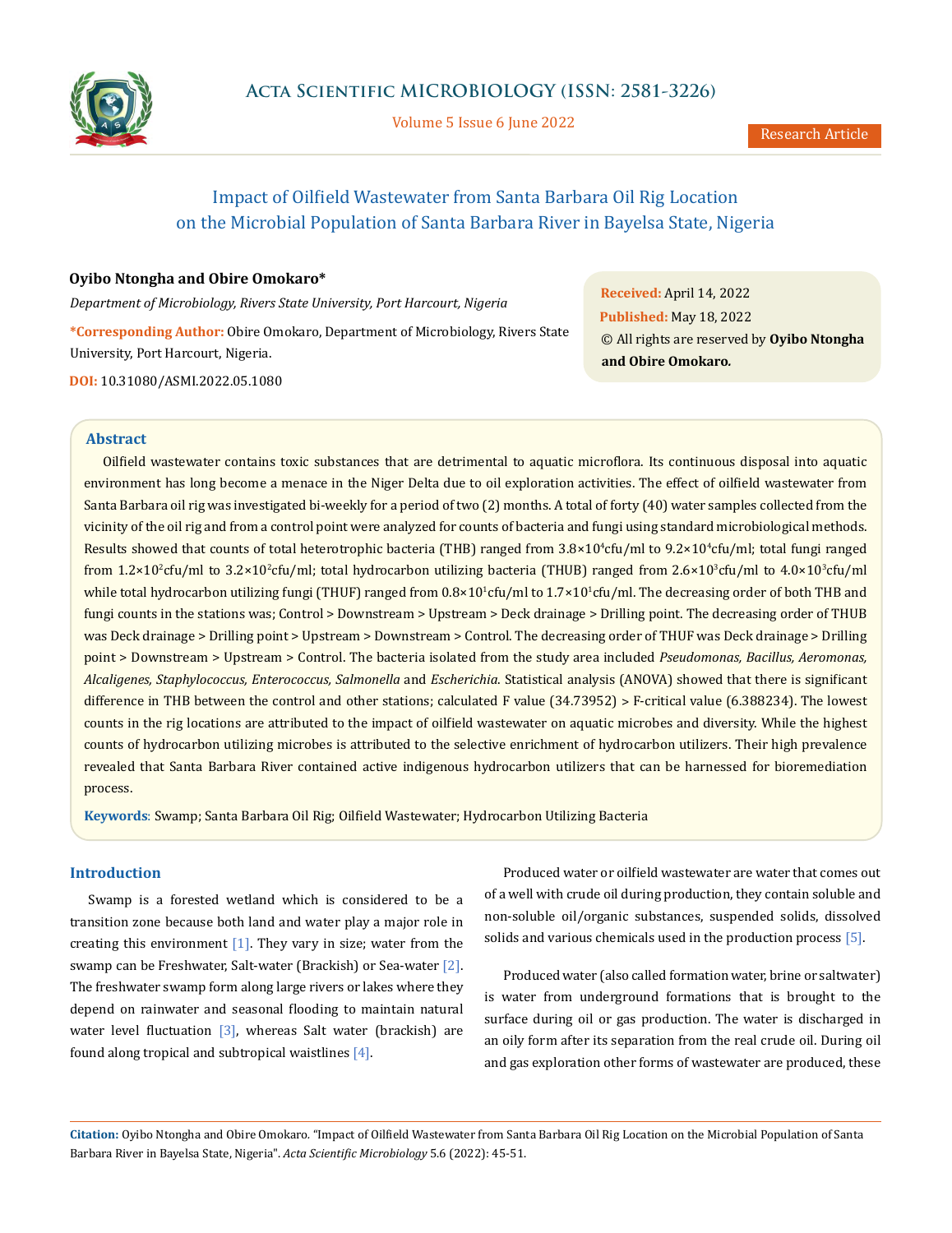# Impact of Oilfield Wastewater from Santa Barbara Oil Rig Location on the Microbial Population of Santa Barbara River in Bayelsa State, Nigeria

**Oyibo Ntongha and Obire Omokaro***

*Department of Microbiology, Rivers State University, Port Harcourt, Nigeria*

**\*Corresponding Author:** Obire Omokaro, Department of Microbiology, Rivers State University, Port Harcourt, Nigeria.

**DOI:** 10.31080/ASMI.2022.05.1080

**Received:** April 14, 2022
**Published:** May 18, 2022
© All rights are reserved by **Oyibo Ntongha and Obire Omokaro.**

## Abstract

Oilfield wastewater contains toxic substances that are detrimental to aquatic microflora. Its continuous disposal into aquatic environment has long become a menace in the Niger Delta due to oil exploration activities. The effect of oilfield wastewater from Santa Barbara oil rig was investigated bi-weekly for a period of two (2) months. A total of forty (40) water samples collected from the vicinity of the oil rig and from a control point were analyzed for counts of bacteria and fungi using standard microbiological methods. Results showed that counts of total heterotrophic bacteria (THB) ranged from $3.8 \times 10^4$cfu/ml to $9.2 \times 10^4$cfu/ml; total fungi ranged from $1.2 \times 10^2$cfu/ml to $3.2 \times 10^2$cfu/ml; total hydrocarbon utilizing bacteria (THUB) ranged from $2.6 \times 10^3$cfu/ml to $4.0 \times 10^3$cfu/ml while total hydrocarbon utilizing fungi (THUF) ranged from $0.8 \times 10^1$cfu/ml to $1.7 \times 10^1$cfu/ml. The decreasing order of both THB and fungi counts in the stations was; Control > Downstream > Upstream > Deck drainage > Drilling point. The decreasing order of THUB was Deck drainage > Drilling point > Upstream > Downstream > Control. The decreasing order of THUF was Deck drainage > Drilling point > Downstream > Upstream > Control. The bacteria isolated from the study area included *Pseudomonas, Bacillus, Aeromonas, Alcaligenes, Staphylococcus, Enterococcus, Salmonella* and *Escherichia*. Statistical analysis (ANOVA) showed that there is significant difference in THB between the control and other stations; calculated F value (34.73952) > F-critical value (6.388234). The lowest counts in the rig locations are attributed to the impact of oilfield wastewater on aquatic microbes and diversity. While the highest counts of hydrocarbon utilizing microbes is attributed to the selective enrichment of hydrocarbon utilizers. Their high prevalence revealed that Santa Barbara River contained active indigenous hydrocarbon utilizers that can be harnessed for bioremediation process.

**Keywords**: Swamp; Santa Barbara Oil Rig; Oilfield Wastewater; Hydrocarbon Utilizing Bacteria

## Introduction

Swamp is a forested wetland which is considered to be a transition zone because both land and water play a major role in creating this environment [1]. They vary in size; water from the swamp can be Freshwater, Salt-water (Brackish) or Sea-water [2]. The freshwater swamp form along large rivers or lakes where they depend on rainwater and seasonal flooding to maintain natural water level fluctuation [3], whereas Salt water (brackish) are found along tropical and subtropical waistlines [4].

Produced water or oilfield wastewater are water that comes out of a well with crude oil during production, they contain soluble and non-soluble oil/organic substances, suspended solids, dissolved solids and various chemicals used in the production process [5].

Produced water (also called formation water, brine or saltwater) is water from underground formations that is brought to the surface during oil or gas production. The water is discharged in an oily form after its separation from the real crude oil. During oil and gas exploration other forms of wastewater are produced, these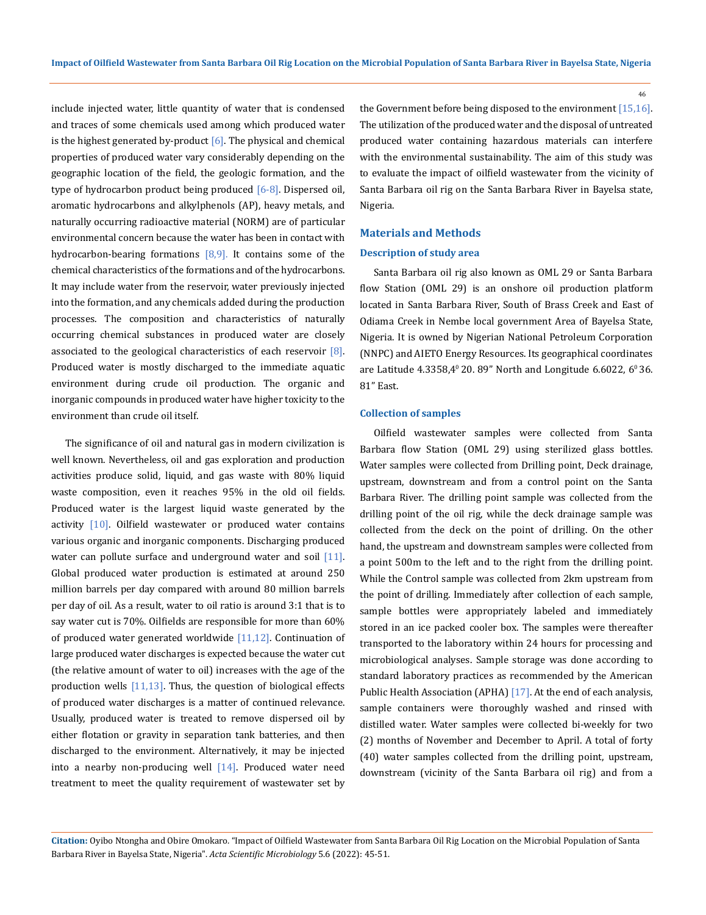include injected water, little quantity of water that is condensed and traces of some chemicals used among which produced water is the highest generated by-product [6]. The physical and chemical properties of produced water vary considerably depending on the geographic location of the field, the geologic formation, and the type of hydrocarbon product being produced [6-8]. Dispersed oil, aromatic hydrocarbons and alkylphenols (AP), heavy metals, and naturally occurring radioactive material (NORM) are of particular environmental concern because the water has been in contact with hydrocarbon-bearing formations [8,9]. It contains some of the chemical characteristics of the formations and of the hydrocarbons. It may include water from the reservoir, water previously injected into the formation, and any chemicals added during the production processes. The composition and characteristics of naturally occurring chemical substances in produced water are closely associated to the geological characteristics of each reservoir [8]. Produced water is mostly discharged to the immediate aquatic environment during crude oil production. The organic and inorganic compounds in produced water have higher toxicity to the environment than crude oil itself.

The significance of oil and natural gas in modern civilization is well known. Nevertheless, oil and gas exploration and production activities produce solid, liquid, and gas waste with 80% liquid waste composition, even it reaches 95% in the old oil fields. Produced water is the largest liquid waste generated by the activity [10]. Oilfield wastewater or produced water contains various organic and inorganic components. Discharging produced water can pollute surface and underground water and soil [11]. Global produced water production is estimated at around 250 million barrels per day compared with around 80 million barrels per day of oil. As a result, water to oil ratio is around 3:1 that is to say water cut is 70%. Oilfields are responsible for more than 60% of produced water generated worldwide [11,12]. Continuation of large produced water discharges is expected because the water cut (the relative amount of water to oil) increases with the age of the production wells [11,13]. Thus, the question of biological effects of produced water discharges is a matter of continued relevance. Usually, produced water is treated to remove dispersed oil by either flotation or gravity in separation tank batteries, and then discharged to the environment. Alternatively, it may be injected into a nearby non-producing well [14]. Produced water need treatment to meet the quality requirement of wastewater set by the Government before being disposed to the environment [15,16]. The utilization of the produced water and the disposal of untreated produced water containing hazardous materials can interfere with the environmental sustainability. The aim of this study was to evaluate the impact of oilfield wastewater from the vicinity of Santa Barbara oil rig on the Santa Barbara River in Bayelsa state, Nigeria.

## Materials and Methods

### Description of study area

Santa Barbara oil rig also known as OML 29 or Santa Barbara flow Station (OML 29) is an onshore oil production platform located in Santa Barbara River, South of Brass Creek and East of Odiama Creek in Nembe local government Area of Bayelsa State, Nigeria. It is owned by Nigerian National Petroleum Corporation (NNPC) and AIETO Energy Resources. Its geographical coordinates are Latitude 4.3358,4$^0$ 20. 89" North and Longitude 6.6022, 6$^0$ 36. 81" East.

### Collection of samples

Oilfield wastewater samples were collected from Santa Barbara flow Station (OML 29) using sterilized glass bottles. Water samples were collected from Drilling point, Deck drainage, upstream, downstream and from a control point on the Santa Barbara River. The drilling point sample was collected from the drilling point of the oil rig, while the deck drainage sample was collected from the deck on the point of drilling. On the other hand, the upstream and downstream samples were collected from a point 500m to the left and to the right from the drilling point. While the Control sample was collected from 2km upstream from the point of drilling. Immediately after collection of each sample, sample bottles were appropriately labeled and immediately stored in an ice packed cooler box. The samples were thereafter transported to the laboratory within 24 hours for processing and microbiological analyses. Sample storage was done according to standard laboratory practices as recommended by the American Public Health Association (APHA) [17]. At the end of each analysis, sample containers were thoroughly washed and rinsed with distilled water. Water samples were collected bi-weekly for two (2) months of November and December to April. A total of forty (40) water samples collected from the drilling point, upstream, downstream (vicinity of the Santa Barbara oil rig) and from a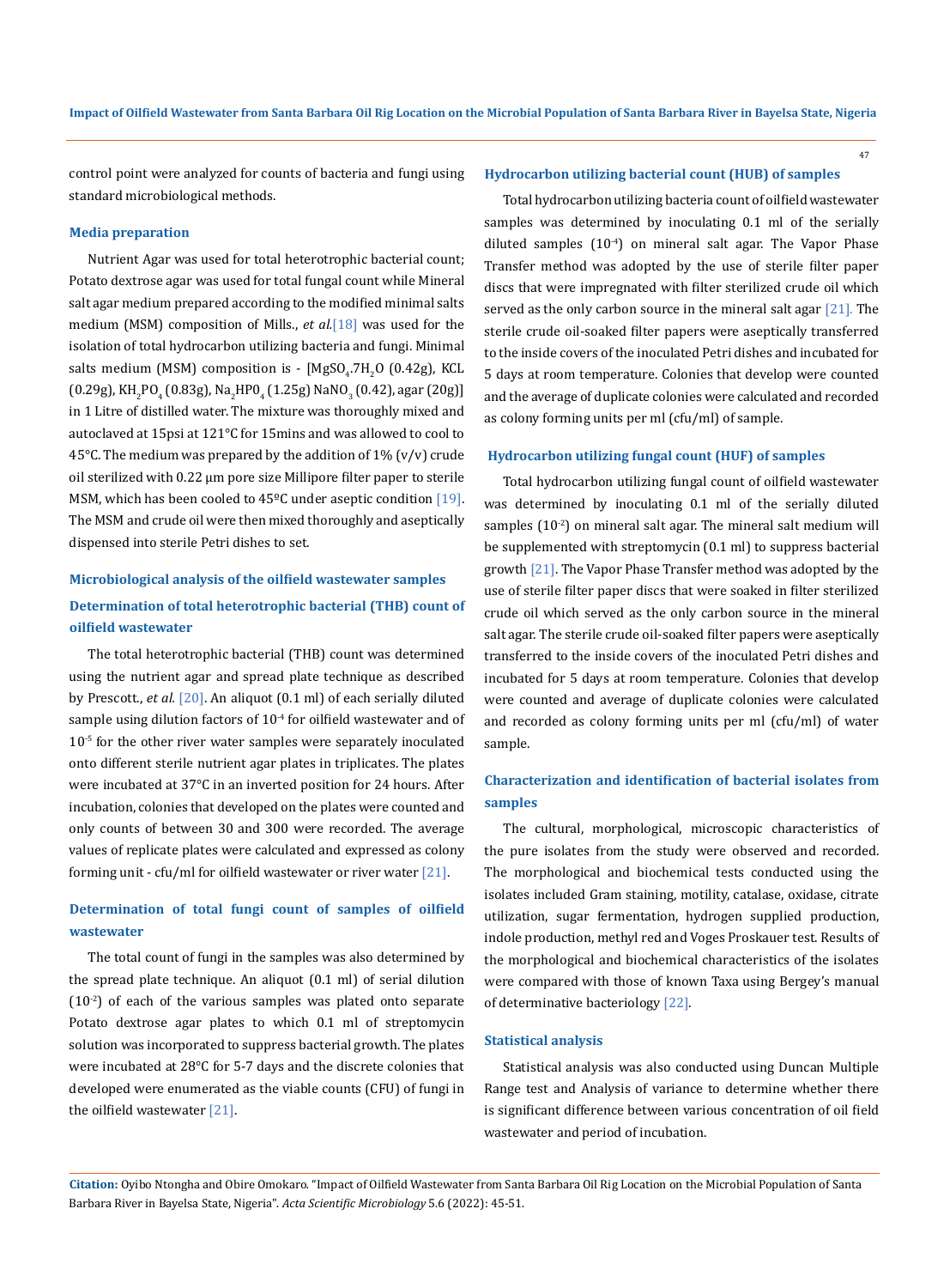control point were analyzed for counts of bacteria and fungi using standard microbiological methods.

### Media preparation

Nutrient Agar was used for total heterotrophic bacterial count; Potato dextrose agar was used for total fungal count while Mineral salt agar medium prepared according to the modified minimal salts medium (MSM) composition of Mills., *et al.*[18] was used for the isolation of total hydrocarbon utilizing bacteria and fungi. Minimal salts medium (MSM) composition is - [$MgSO_4.7H_2O$ (0.42g), KCL (0.29g), $KH_2PO_4$ (0.83g), $Na_2HP0_4$ (1.25g) $NaNO_3$ (0.42), agar (20g)] in 1 Litre of distilled water. The mixture was thoroughly mixed and autoclaved at 15psi at 121°C for 15mins and was allowed to cool to 45°C. The medium was prepared by the addition of 1% (v/v) crude oil sterilized with 0.22 µm pore size Millipore filter paper to sterile MSM, which has been cooled to 45ºC under aseptic condition [19]. The MSM and crude oil were then mixed thoroughly and aseptically dispensed into sterile Petri dishes to set.

### Microbiological analysis of the oilfield wastewater samples

### Determination of total heterotrophic bacterial (THB) count of oilfield wastewater

The total heterotrophic bacterial (THB) count was determined using the nutrient agar and spread plate technique as described by Prescott., *et al.* [20]. An aliquot (0.1 ml) of each serially diluted sample using dilution factors of $10^{-4}$ for oilfield wastewater and of $10^{-5}$ for the other river water samples were separately inoculated onto different sterile nutrient agar plates in triplicates. The plates were incubated at 37°C in an inverted position for 24 hours. After incubation, colonies that developed on the plates were counted and only counts of between 30 and 300 were recorded. The average values of replicate plates were calculated and expressed as colony forming unit - cfu/ml for oilfield wastewater or river water [21].

### Determination of total fungi count of samples of oilfield wastewater

The total count of fungi in the samples was also determined by the spread plate technique. An aliquot (0.1 ml) of serial dilution ($10^{-2}$) of each of the various samples was plated onto separate Potato dextrose agar plates to which 0.1 ml of streptomycin solution was incorporated to suppress bacterial growth. The plates were incubated at 28°C for 5-7 days and the discrete colonies that developed were enumerated as the viable counts (CFU) of fungi in the oilfield wastewater [21].

### Hydrocarbon utilizing bacterial count (HUB) of samples

Total hydrocarbon utilizing bacteria count of oilfield wastewater samples was determined by inoculating 0.1 ml of the serially diluted samples ($10^{-4}$) on mineral salt agar. The Vapor Phase Transfer method was adopted by the use of sterile filter paper discs that were impregnated with filter sterilized crude oil which served as the only carbon source in the mineral salt agar [21]. The sterile crude oil-soaked filter papers were aseptically transferred to the inside covers of the inoculated Petri dishes and incubated for 5 days at room temperature. Colonies that develop were counted and the average of duplicate colonies were calculated and recorded as colony forming units per ml (cfu/ml) of sample.

### Hydrocarbon utilizing fungal count (HUF) of samples

Total hydrocarbon utilizing fungal count of oilfield wastewater was determined by inoculating 0.1 ml of the serially diluted samples ($10^{-2}$) on mineral salt agar. The mineral salt medium will be supplemented with streptomycin (0.1 ml) to suppress bacterial growth [21]. The Vapor Phase Transfer method was adopted by the use of sterile filter paper discs that were soaked in filter sterilized crude oil which served as the only carbon source in the mineral salt agar. The sterile crude oil-soaked filter papers were aseptically transferred to the inside covers of the inoculated Petri dishes and incubated for 5 days at room temperature. Colonies that develop were counted and average of duplicate colonies were calculated and recorded as colony forming units per ml (cfu/ml) of water sample.

### Characterization and identification of bacterial isolates from samples

The cultural, morphological, microscopic characteristics of the pure isolates from the study were observed and recorded. The morphological and biochemical tests conducted using the isolates included Gram staining, motility, catalase, oxidase, citrate utilization, sugar fermentation, hydrogen supplied production, indole production, methyl red and Voges Proskauer test. Results of the morphological and biochemical characteristics of the isolates were compared with those of known Taxa using Bergey's manual of determinative bacteriology [22].

### Statistical analysis

Statistical analysis was also conducted using Duncan Multiple Range test and Analysis of variance to determine whether there is significant difference between various concentration of oil field wastewater and period of incubation.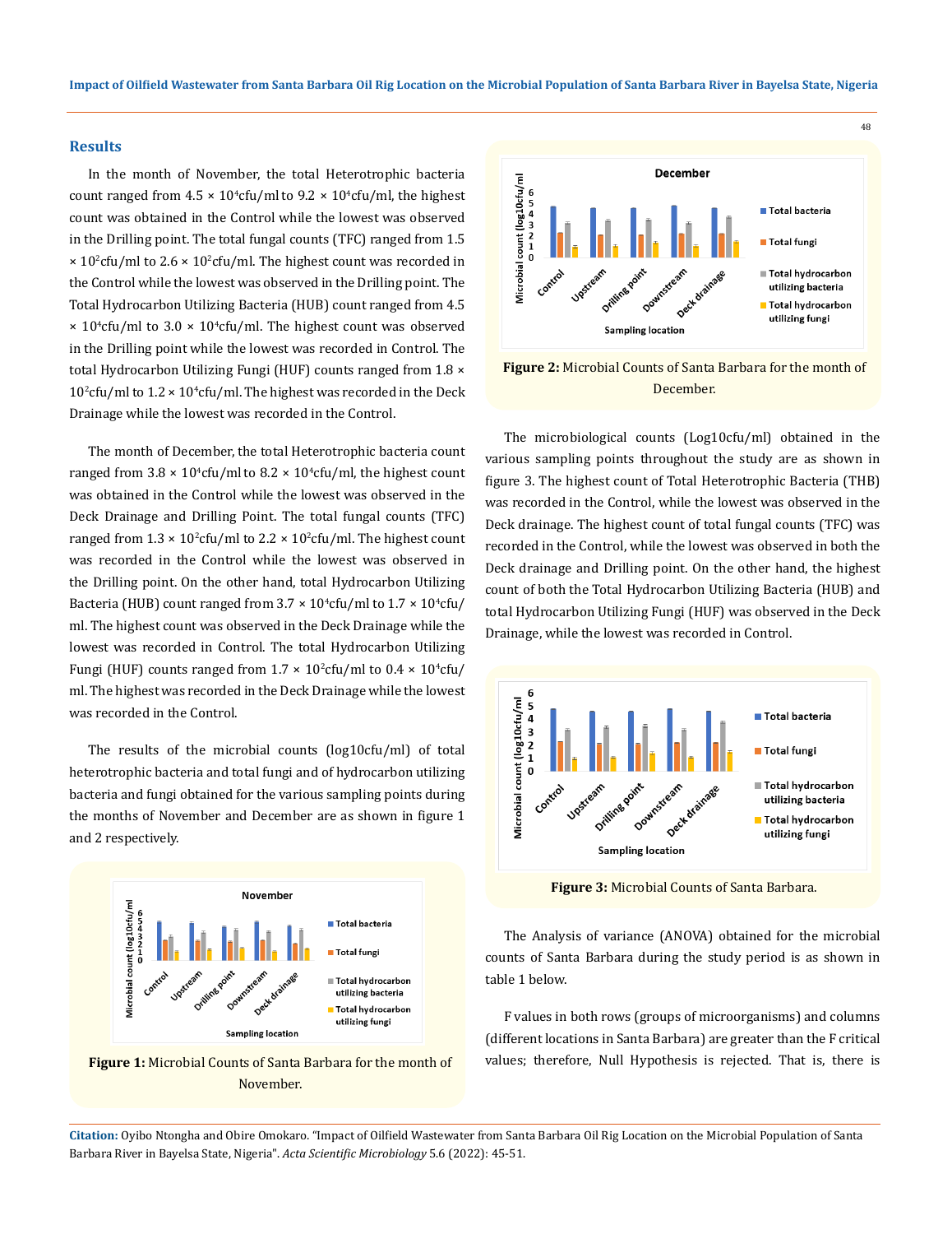## Results

In the month of November, the total Heterotrophic bacteria count ranged from $4.5 \times 10^4$cfu/ml to $9.2 \times 10^4$cfu/ml, the highest count was obtained in the Control while the lowest was observed in the Drilling point. The total fungal counts (TFC) ranged from $1.5 \times 10^2$cfu/ml to $2.6 \times 10^2$cfu/ml. The highest count was recorded in the Control while the lowest was observed in the Drilling point. The Total Hydrocarbon Utilizing Bacteria (HUB) count ranged from $4.5 \times 10^4$cfu/ml to $3.0 \times 10^4$cfu/ml. The highest count was observed in the Drilling point while the lowest was recorded in Control. The total Hydrocarbon Utilizing Fungi (HUF) counts ranged from $1.8 \times 10^2$cfu/ml to $1.2 \times 10^4$cfu/ml. The highest was recorded in the Deck Drainage while the lowest was recorded in the Control.

The month of December, the total Heterotrophic bacteria count ranged from $3.8 \times 10^4$cfu/ml to $8.2 \times 10^4$cfu/ml, the highest count was obtained in the Control while the lowest was observed in the Deck Drainage and Drilling Point. The total fungal counts (TFC) ranged from $1.3 \times 10^2$cfu/ml to $2.2 \times 10^2$cfu/ml. The highest count was recorded in the Control while the lowest was observed in the Drilling point. On the other hand, total Hydrocarbon Utilizing Bacteria (HUB) count ranged from $3.7 \times 10^4$cfu/ml to $1.7 \times 10^4$cfu/ml. The highest count was observed in the Deck Drainage while the lowest was recorded in Control. The total Hydrocarbon Utilizing Fungi (HUF) counts ranged from $1.7 \times 10^2$cfu/ml to $0.4 \times 10^4$cfu/ml. The highest was recorded in the Deck Drainage while the lowest was recorded in the Control.

The results of the microbial counts (log10cfu/ml) of total heterotrophic bacteria and total fungi and of hydrocarbon utilizing bacteria and fungi obtained for the various sampling points during the months of November and December are as shown in figure 1 and 2 respectively.

**Figure 1:** Microbial Counts of Santa Barbara for the month of November.

**Figure 2:** Microbial Counts of Santa Barbara for the month of December.

The microbiological counts (Log10cfu/ml) obtained in the various sampling points throughout the study are as shown in figure 3. The highest count of Total Heterotrophic Bacteria (THB) was recorded in the Control, while the lowest was observed in the Deck drainage. The highest count of total fungal counts (TFC) was recorded in the Control, while the lowest was observed in both the Deck drainage and Drilling point. On the other hand, the highest count of both the Total Hydrocarbon Utilizing Bacteria (HUB) and total Hydrocarbon Utilizing Fungi (HUF) was observed in the Deck Drainage, while the lowest was recorded in Control.

**Figure 3:** Microbial Counts of Santa Barbara.

The Analysis of variance (ANOVA) obtained for the microbial counts of Santa Barbara during the study period is as shown in table 1 below.

F values in both rows (groups of microorganisms) and columns (different locations in Santa Barbara) are greater than the F critical values; therefore, Null Hypothesis is rejected. That is, there is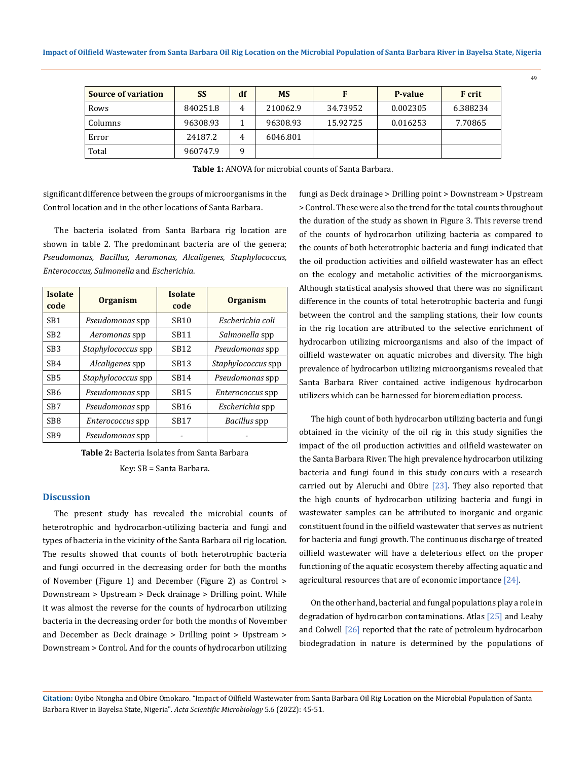| Source of variation | SS | df | MS | F | P-value | F crit |
|---|---|---|---|---|---|---|
| Rows | 840251.8 | 4 | 210062.9 | 34.73952 | 0.002305 | 6.388234 |
| Columns | 96308.93 | 1 | 96308.93 | 15.92725 | 0.016253 | 7.70865 |
| Error | 24187.2 | 4 | 6046.801 | | | |
| Total | 960747.9 | 9 | | | | |

**Table 1:** ANOVA for microbial counts of Santa Barbara.

significant difference between the groups of microorganisms in the Control location and in the other locations of Santa Barbara.

The bacteria isolated from Santa Barbara rig location are shown in table 2. The predominant bacteria are of the genera; *Pseudomonas, Bacillus, Aeromonas, Alcaligenes, Staphylococcus, Enterococcus, Salmonella* and *Escherichia*.

| Isolate code | Organism | Isolate code | Organism |
|---|---|---|---|
| SB1 | *Pseudomonas* spp | SB10 | *Escherichia coli* |
| SB2 | *Aeromonas* spp | SB11 | *Salmonella* spp |
| SB3 | *Staphylococcus* spp | SB12 | *Pseudomonas* spp |
| SB4 | *Alcaligenes* spp | SB13 | *Staphylococcus* spp |
| SB5 | *Staphylococcus* spp | SB14 | *Pseudomonas* spp |
| SB6 | *Pseudomonas* spp | SB15 | *Enterococcus* spp |
| SB7 | *Pseudomonas* spp | SB16 | *Escherichia* spp |
| SB8 | *Enterococcus* spp | SB17 | *Bacillus* spp |
| SB9 | *Pseudomonas* spp | - | - |

**Table 2:** Bacteria Isolates from Santa Barbara

Key: SB = Santa Barbara.

## Discussion

The present study has revealed the microbial counts of heterotrophic and hydrocarbon-utilizing bacteria and fungi and types of bacteria in the vicinity of the Santa Barbara oil rig location. The results showed that counts of both heterotrophic bacteria and fungi occurred in the decreasing order for both the months of November (Figure 1) and December (Figure 2) as Control > Downstream > Upstream > Deck drainage > Drilling point. While it was almost the reverse for the counts of hydrocarbon utilizing bacteria in the decreasing order for both the months of November and December as Deck drainage > Drilling point > Upstream > Downstream > Control. And for the counts of hydrocarbon utilizing fungi as Deck drainage > Drilling point > Downstream > Upstream > Control. These were also the trend for the total counts throughout the duration of the study as shown in Figure 3. This reverse trend of the counts of hydrocarbon utilizing bacteria as compared to the counts of both heterotrophic bacteria and fungi indicated that the oil production activities and oilfield wastewater has an effect on the ecology and metabolic activities of the microorganisms. Although statistical analysis showed that there was no significant difference in the counts of total heterotrophic bacteria and fungi between the control and the sampling stations, their low counts in the rig location are attributed to the selective enrichment of hydrocarbon utilizing microorganisms and also of the impact of oilfield wastewater on aquatic microbes and diversity. The high prevalence of hydrocarbon utilizing microorganisms revealed that Santa Barbara River contained active indigenous hydrocarbon utilizers which can be harnessed for bioremediation process.

The high count of both hydrocarbon utilizing bacteria and fungi obtained in the vicinity of the oil rig in this study signifies the impact of the oil production activities and oilfield wastewater on the Santa Barbara River. The high prevalence hydrocarbon utilizing bacteria and fungi found in this study concurs with a research carried out by Aleruchi and Obire [23]. They also reported that the high counts of hydrocarbon utilizing bacteria and fungi in wastewater samples can be attributed to inorganic and organic constituent found in the oilfield wastewater that serves as nutrient for bacteria and fungi growth. The continuous discharge of treated oilfield wastewater will have a deleterious effect on the proper functioning of the aquatic ecosystem thereby affecting aquatic and agricultural resources that are of economic importance [24].

On the other hand, bacterial and fungal populations play a role in degradation of hydrocarbon contaminations. Atlas [25] and Leahy and Colwell [26] reported that the rate of petroleum hydrocarbon biodegradation in nature is determined by the populations of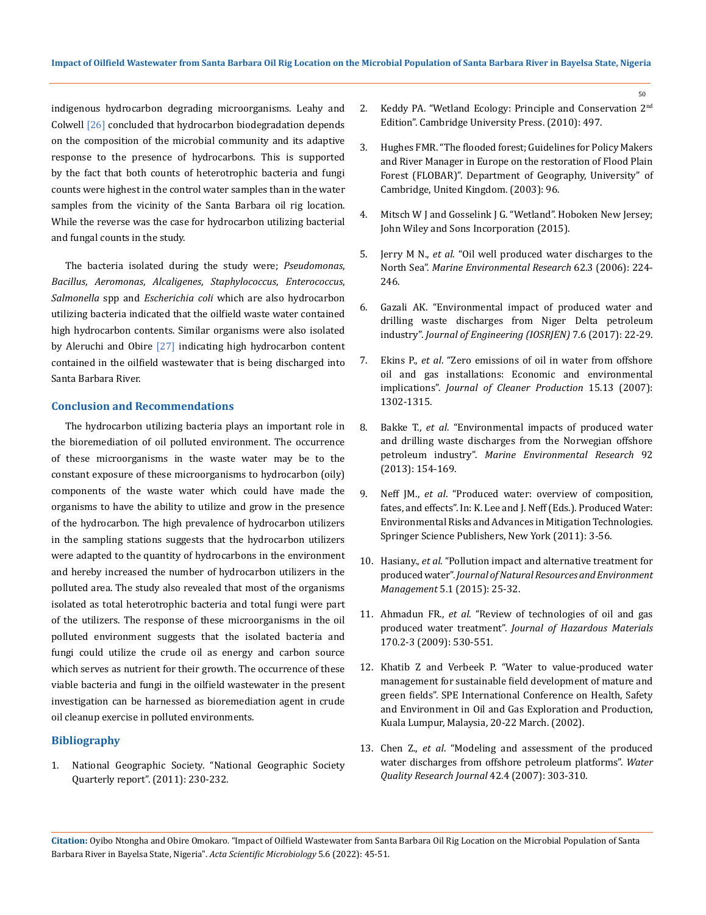indigenous hydrocarbon degrading microorganisms. Leahy and Colwell [26] concluded that hydrocarbon biodegradation depends on the composition of the microbial community and its adaptive response to the presence of hydrocarbons. This is supported by the fact that both counts of heterotrophic bacteria and fungi counts were highest in the control water samples than in the water samples from the vicinity of the Santa Barbara oil rig location. While the reverse was the case for hydrocarbon utilizing bacterial and fungal counts in the study.

The bacteria isolated during the study were; *Pseudomonas*, *Bacillus*, *Aeromonas*, *Alcaligenes*, *Staphylococcus*, *Enterococcus*, *Salmonella* spp and *Escherichia coli* which are also hydrocarbon utilizing bacteria indicated that the oilfield waste water contained high hydrocarbon contents. Similar organisms were also isolated by Aleruchi and Obire [27] indicating high hydrocarbon content contained in the oilfield wastewater that is being discharged into Santa Barbara River.

## Conclusion and Recommendations

The hydrocarbon utilizing bacteria plays an important role in the bioremediation of oil polluted environment. The occurrence of these microorganisms in the waste water may be to the constant exposure of these microorganisms to hydrocarbon (oily) components of the waste water which could have made the organisms to have the ability to utilize and grow in the presence of the hydrocarbon. The high prevalence of hydrocarbon utilizers in the sampling stations suggests that the hydrocarbon utilizers were adapted to the quantity of hydrocarbons in the environment and hereby increased the number of hydrocarbon utilizers in the polluted area. The study also revealed that most of the organisms isolated as total heterotrophic bacteria and total fungi were part of the utilizers. The response of these microorganisms in the oil polluted environment suggests that the isolated bacteria and fungi could utilize the crude oil as energy and carbon source which serves as nutrient for their growth. The occurrence of these viable bacteria and fungi in the oilfield wastewater in the present investigation can be harnessed as bioremediation agent in crude oil cleanup exercise in polluted environments.

## Bibliography

1. National Geographic Society. "National Geographic Society Quarterly report". (2011): 230-232.
2. Keddy PA. "Wetland Ecology: Principle and Conservation 2nd Edition". Cambridge University Press. (2010): 497.
3. Hughes FMR. "The flooded forest; Guidelines for Policy Makers and River Manager in Europe on the restoration of Flood Plain Forest (FLOBAR)". Department of Geography, University" of Cambridge, United Kingdom. (2003): 96.
4. Mitsch W J and Gosselink J G. "Wetland". Hoboken New Jersey; John Wiley and Sons Incorporation (2015).
5. Jerry M N., *et al*. "Oil well produced water discharges to the North Sea". *Marine Environmental Research* 62.3 (2006): 224-246.
6. Gazali AK. "Environmental impact of produced water and drilling waste discharges from Niger Delta petroleum industry". *Journal of Engineering (IOSRJEN)* 7.6 (2017): 22-29.
7. Ekins P., *et al*. "Zero emissions of oil in water from offshore oil and gas installations: Economic and environmental implications". *Journal of Cleaner Production* 15.13 (2007): 1302-1315.
8. Bakke T., *et al*. "Environmental impacts of produced water and drilling waste discharges from the Norwegian offshore petroleum industry". *Marine Environmental Research* 92 (2013): 154-169.
9. Neff JM., *et al*. "Produced water: overview of composition, fates, and effects". In: K. Lee and J. Neff (Eds.). Produced Water: Environmental Risks and Advances in Mitigation Technologies. Springer Science Publishers, New York (2011): 3-56.
10. Hasiany., *et al*. "Pollution impact and alternative treatment for produced water". *Journal of Natural Resources and Environment Management* 5.1 (2015): 25-32.
11. Ahmadun FR., *et al*. "Review of technologies of oil and gas produced water treatment". *Journal of Hazardous Materials* 170.2-3 (2009): 530-551.
12. Khatib Z and Verbeek P. "Water to value-produced water management for sustainable field development of mature and green fields". SPE International Conference on Health, Safety and Environment in Oil and Gas Exploration and Production, Kuala Lumpur, Malaysia, 20-22 March. (2002).
13. Chen Z., *et al*. "Modeling and assessment of the produced water discharges from offshore petroleum platforms". *Water Quality Research Journal* 42.4 (2007): 303-310.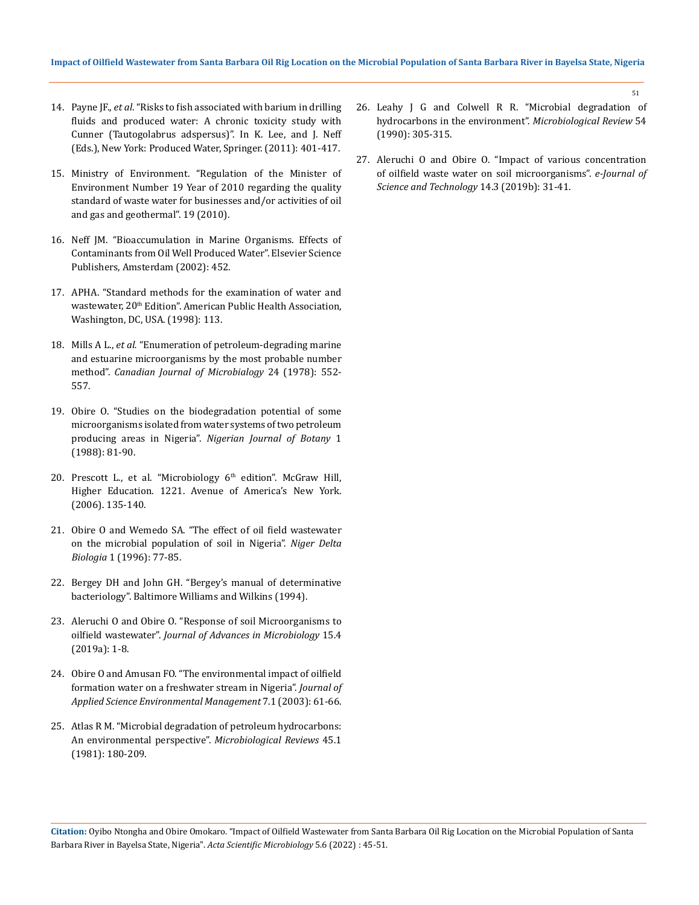14. Payne JF., *et al*. "Risks to fish associated with barium in drilling fluids and produced water: A chronic toxicity study with Cunner (Tautogolabrus adspersus)". In K. Lee, and J. Neff (Eds.), New York: Produced Water, Springer. (2011): 401-417.

15. Ministry of Environment. "Regulation of the Minister of Environment Number 19 Year of 2010 regarding the quality standard of waste water for businesses and/or activities of oil and gas and geothermal". 19 (2010).

16. Neff JM. "Bioaccumulation in Marine Organisms. Effects of Contaminants from Oil Well Produced Water". Elsevier Science Publishers, Amsterdam (2002): 452.

17. APHA. "Standard methods for the examination of water and wastewater, 20th Edition". American Public Health Association, Washington, DC, USA. (1998): 113.

18. Mills A L., *et al.* "Enumeration of petroleum-degrading marine and estuarine microorganisms by the most probable number method". *Canadian Journal of Microbialogy* 24 (1978): 552-557.

19. Obire O. "Studies on the biodegradation potential of some microorganisms isolated from water systems of two petroleum producing areas in Nigeria". *Nigerian Journal of Botany* 1 (1988): 81-90.

20. Prescott L., et al. "Microbiology 6th edition". McGraw Hill, Higher Education. 1221. Avenue of America's New York. (2006). 135-140.

21. Obire O and Wemedo SA. "The effect of oil field wastewater on the microbial population of soil in Nigeria". *Niger Delta Biologia* 1 (1996): 77-85.

22. Bergey DH and John GH. "Bergey's manual of determinative bacteriology". Baltimore Williams and Wilkins (1994).

23. Aleruchi O and Obire O. "Response of soil Microorganisms to oilfield wastewater". *Journal of Advances in Microbiology* 15.4 (2019a): 1-8.

24. Obire O and Amusan FO. "The environmental impact of oilfield formation water on a freshwater stream in Nigeria". *Journal of Applied Science Environmental Management* 7.1 (2003): 61-66.

25. Atlas R M. "Microbial degradation of petroleum hydrocarbons: An environmental perspective". *Microbiological Reviews* 45.1 (1981): 180-209.

26. Leahy J G and Colwell R R. "Microbial degradation of hydrocarbons in the environment". *Microbiological Review* 54 (1990): 305-315.

27. Aleruchi O and Obire O. "Impact of various concentration of oilfield waste water on soil microorganisms". *e-Journal of Science and Technology* 14.3 (2019b): 31-41.